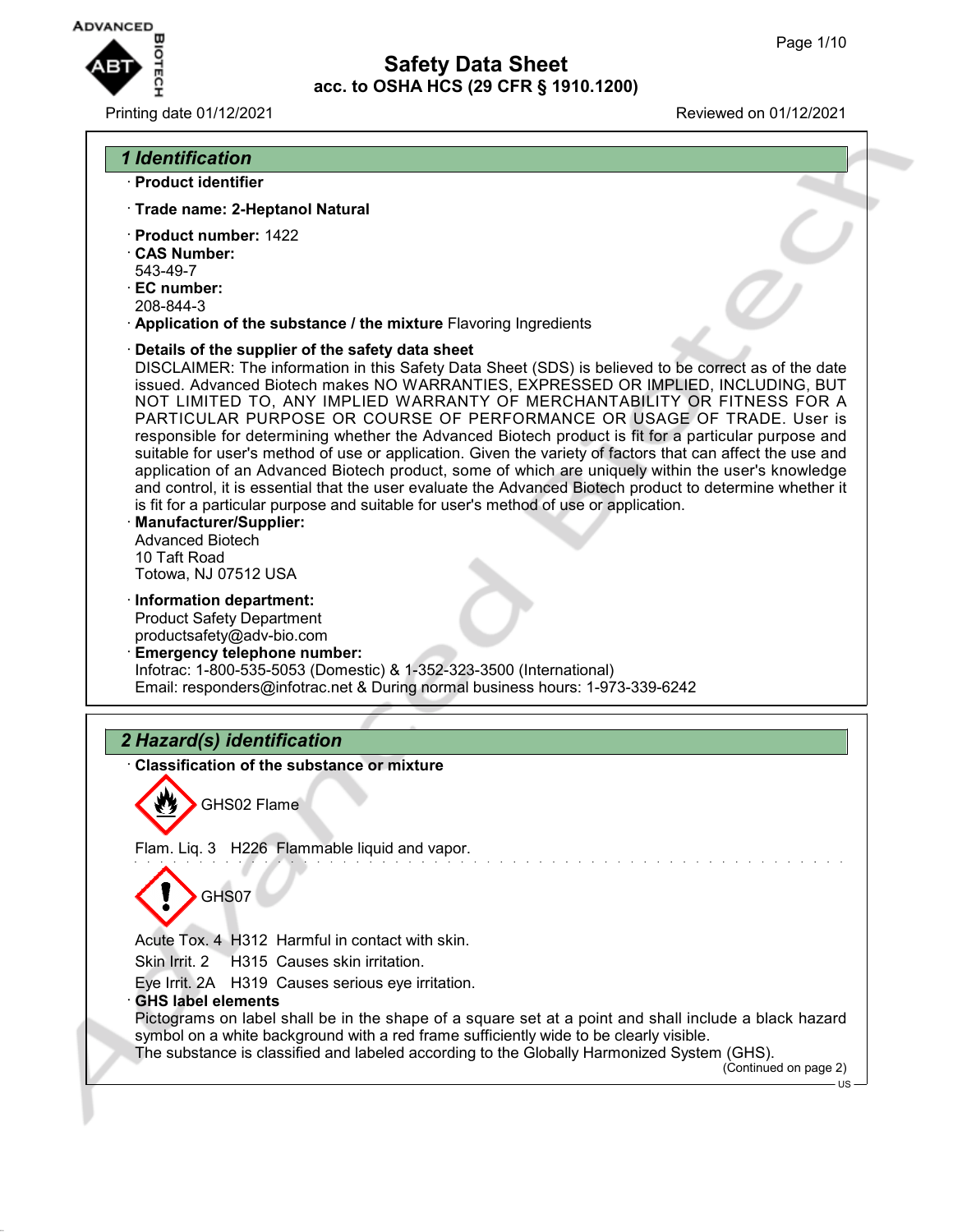# Safety Data Sheet
## acc. to OSHA HCS (29 CFR § 1910.1200)

Printing date 01/12/2021 | Reviewed on 01/12/2021

## 1 Identification

· **Product identifier**

· **Trade name: 2-Heptanol Natural**

· **Product number:** 1422
· **CAS Number:**
543-49-7
· **EC number:**
208-844-3
· **Application of the substance / the mixture** Flavoring Ingredients

· **Details of the supplier of the safety data sheet**
DISCLAIMER: The information in this Safety Data Sheet (SDS) is believed to be correct as of the date issued. Advanced Biotech makes NO WARRANTIES, EXPRESSED OR IMPLIED, INCLUDING, BUT NOT LIMITED TO, ANY IMPLIED WARRANTY OF MERCHANTABILITY OR FITNESS FOR A PARTICULAR PURPOSE OR COURSE OF PERFORMANCE OR USAGE OF TRADE. User is responsible for determining whether the Advanced Biotech product is fit for a particular purpose and suitable for user's method of use or application. Given the variety of factors that can affect the use and application of an Advanced Biotech product, some of which are uniquely within the user's knowledge and control, it is essential that the user evaluate the Advanced Biotech product to determine whether it is fit for a particular purpose and suitable for user's method of use or application.
· **Manufacturer/Supplier:**
Advanced Biotech
10 Taft Road
Totowa, NJ 07512 USA

· **Information department:**
Product Safety Department
productsafety@adv-bio.com
· **Emergency telephone number:**
Infotrac: 1-800-535-5053 (Domestic) & 1-352-323-3500 (International)
Email: responders@infotrac.net & During normal business hours: 1-973-339-6242

## 2 Hazard(s) identification

· **Classification of the substance or mixture**

GHS02 Flame

Flam. Liq. 3 H226 Flammable liquid and vapor.

GHS07

Acute Tox. 4 H312 Harmful in contact with skin.
Skin Irrit. 2 H315 Causes skin irritation.
Eye Irrit. 2A H319 Causes serious eye irritation.
· **GHS label elements**
Pictograms on label shall be in the shape of a square set at a point and shall include a black hazard symbol on a white background with a red frame sufficiently wide to be clearly visible.
The substance is classified and labeled according to the Globally Harmonized System (GHS).

(Continued on page 2)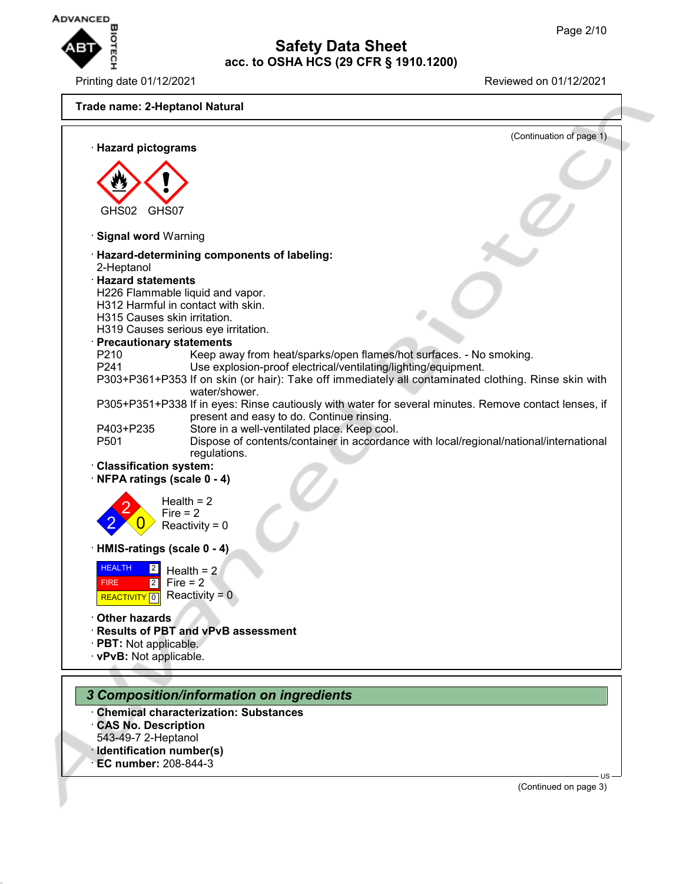**Trade name: 2-Heptanol Natural**

(Continuation of page 1)

· **Hazard pictograms**

GHS02 GHS07

· **Signal word** Warning

· **Hazard-determining components of labeling:**
2-Heptanol

· **Hazard statements**
H226 Flammable liquid and vapor.
H312 Harmful in contact with skin.
H315 Causes skin irritation.
H319 Causes serious eye irritation.

· **Precautionary statements**

| | |
|---|---|
| P210 | Keep away from heat/sparks/open flames/hot surfaces. - No smoking. |
| P241 | Use explosion-proof electrical/ventilating/lighting/equipment. |
| P303+P361+P353 | If on skin (or hair): Take off immediately all contaminated clothing. Rinse skin with water/shower. |
| P305+P351+P338 | If in eyes: Rinse cautiously with water for several minutes. Remove contact lenses, if present and easy to do. Continue rinsing. |
| P403+P235 | Store in a well-ventilated place. Keep cool. |
| P501 | Dispose of contents/container in accordance with local/regional/national/international regulations. |

· **Classification system:**

· **NFPA ratings (scale 0 - 4)**

Health = 2
Fire = 2
Reactivity = 0

· **HMIS-ratings (scale 0 - 4)**

| | |
|---|---|
| HEALTH | 2 |
| FIRE | 2 |
| REACTIVITY | 0 |

Health = 2
Fire = 2
Reactivity = 0

· **Other hazards**

· **Results of PBT and vPvB assessment**

· **PBT:** Not applicable.

· **vPvB:** Not applicable.

## 3 Composition/information on ingredients

· **Chemical characterization: Substances**

· **CAS No. Description**
543-49-7 2-Heptanol

· **Identification number(s)**

· **EC number:** 208-844-3

(Continued on page 3)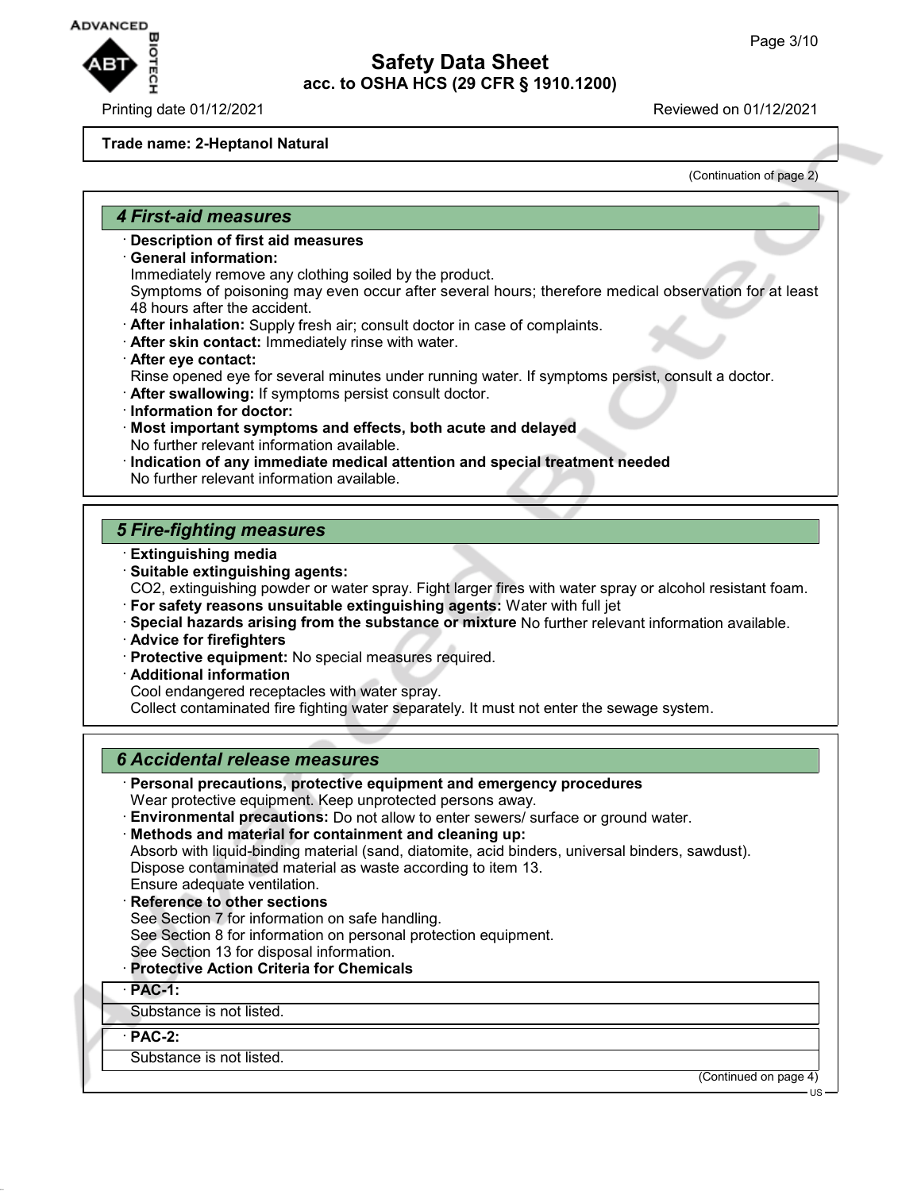**Trade name: 2-Heptanol Natural**

(Continuation of page 2)

## 4 First-aid measures

· **Description of first aid measures**
· **General information:**
Immediately remove any clothing soiled by the product.
Symptoms of poisoning may even occur after several hours; therefore medical observation for at least 48 hours after the accident.
· **After inhalation:** Supply fresh air; consult doctor in case of complaints.
· **After skin contact:** Immediately rinse with water.
· **After eye contact:**
Rinse opened eye for several minutes under running water. If symptoms persist, consult a doctor.
· **After swallowing:** If symptoms persist consult doctor.
· **Information for doctor:**
· **Most important symptoms and effects, both acute and delayed**
No further relevant information available.
· **Indication of any immediate medical attention and special treatment needed**
No further relevant information available.

## 5 Fire-fighting measures

· **Extinguishing media**
· **Suitable extinguishing agents:**
$CO_2$, extinguishing powder or water spray. Fight larger fires with water spray or alcohol resistant foam.
· **For safety reasons unsuitable extinguishing agents:** Water with full jet
· **Special hazards arising from the substance or mixture** No further relevant information available.
· **Advice for firefighters**
· **Protective equipment:** No special measures required.
· **Additional information**
Cool endangered receptacles with water spray.
Collect contaminated fire fighting water separately. It must not enter the sewage system.

## 6 Accidental release measures

· **Personal precautions, protective equipment and emergency procedures**
Wear protective equipment. Keep unprotected persons away.
· **Environmental precautions:** Do not allow to enter sewers/ surface or ground water.
· **Methods and material for containment and cleaning up:**
Absorb with liquid-binding material (sand, diatomite, acid binders, universal binders, sawdust).
Dispose contaminated material as waste according to item 13.
Ensure adequate ventilation.
· **Reference to other sections**
See Section 7 for information on safe handling.
See Section 8 for information on personal protection equipment.
See Section 13 for disposal information.
· **Protective Action Criteria for Chemicals**

| · **PAC-1:** |
| --- |
| Substance is not listed. |

| · **PAC-2:** |
| --- |
| Substance is not listed. |

(Continued on page 4)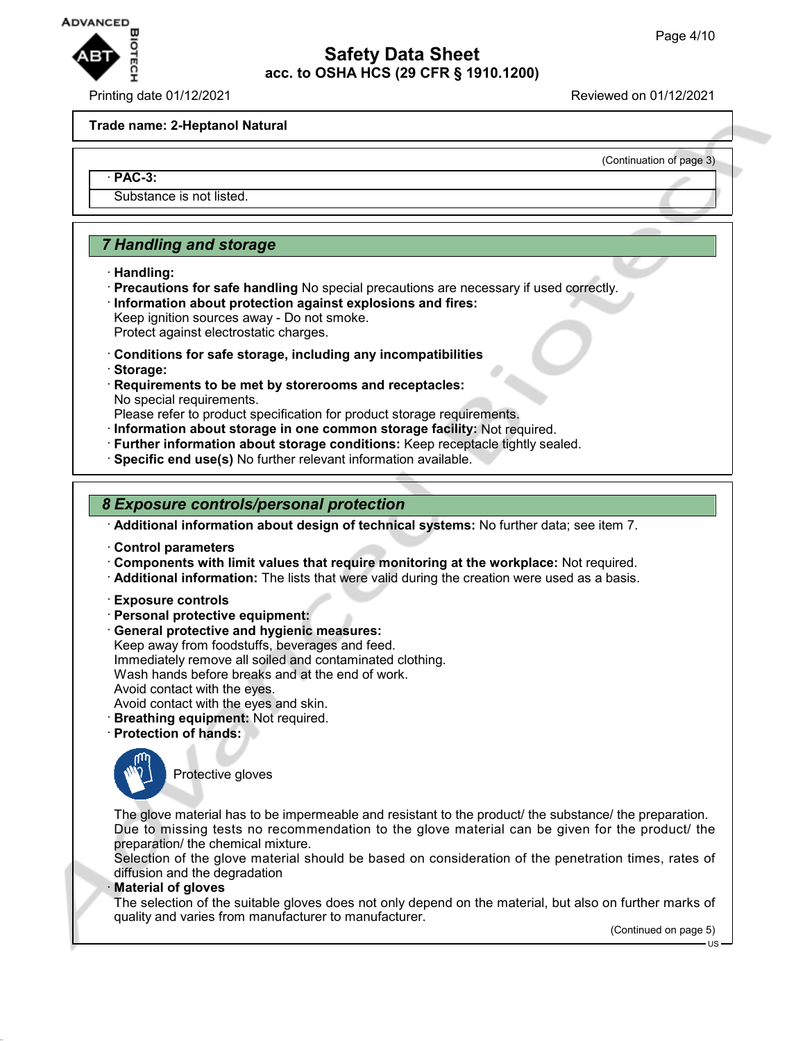**Trade name: 2-Heptanol Natural**

(Continuation of page 3)

· **PAC-3:**

Substance is not listed.

## *7 Handling and storage*

· **Handling:**
· **Precautions for safe handling** No special precautions are necessary if used correctly.
· **Information about protection against explosions and fires:**
Keep ignition sources away - Do not smoke.
Protect against electrostatic charges.

· **Conditions for safe storage, including any incompatibilities**
· **Storage:**
· **Requirements to be met by storerooms and receptacles:**
No special requirements.
Please refer to product specification for product storage requirements.
· **Information about storage in one common storage facility:** Not required.
· **Further information about storage conditions:** Keep receptacle tightly sealed.
· **Specific end use(s)** No further relevant information available.

## *8 Exposure controls/personal protection*

· **Additional information about design of technical systems:** No further data; see item 7.

· **Control parameters**
· **Components with limit values that require monitoring at the workplace:** Not required.
· **Additional information:** The lists that were valid during the creation were used as a basis.

· **Exposure controls**
· **Personal protective equipment:**
· **General protective and hygienic measures:**
Keep away from foodstuffs, beverages and feed.
Immediately remove all soiled and contaminated clothing.
Wash hands before breaks and at the end of work.
Avoid contact with the eyes.
Avoid contact with the eyes and skin.
· **Breathing equipment:** Not required.
· **Protection of hands:**

Protective gloves

The glove material has to be impermeable and resistant to the product/ the substance/ the preparation.
Due to missing tests no recommendation to the glove material can be given for the product/ the preparation/ the chemical mixture.
Selection of the glove material should be based on consideration of the penetration times, rates of diffusion and the degradation
· **Material of gloves**
The selection of the suitable gloves does not only depend on the material, but also on further marks of quality and varies from manufacturer to manufacturer.

(Continued on page 5)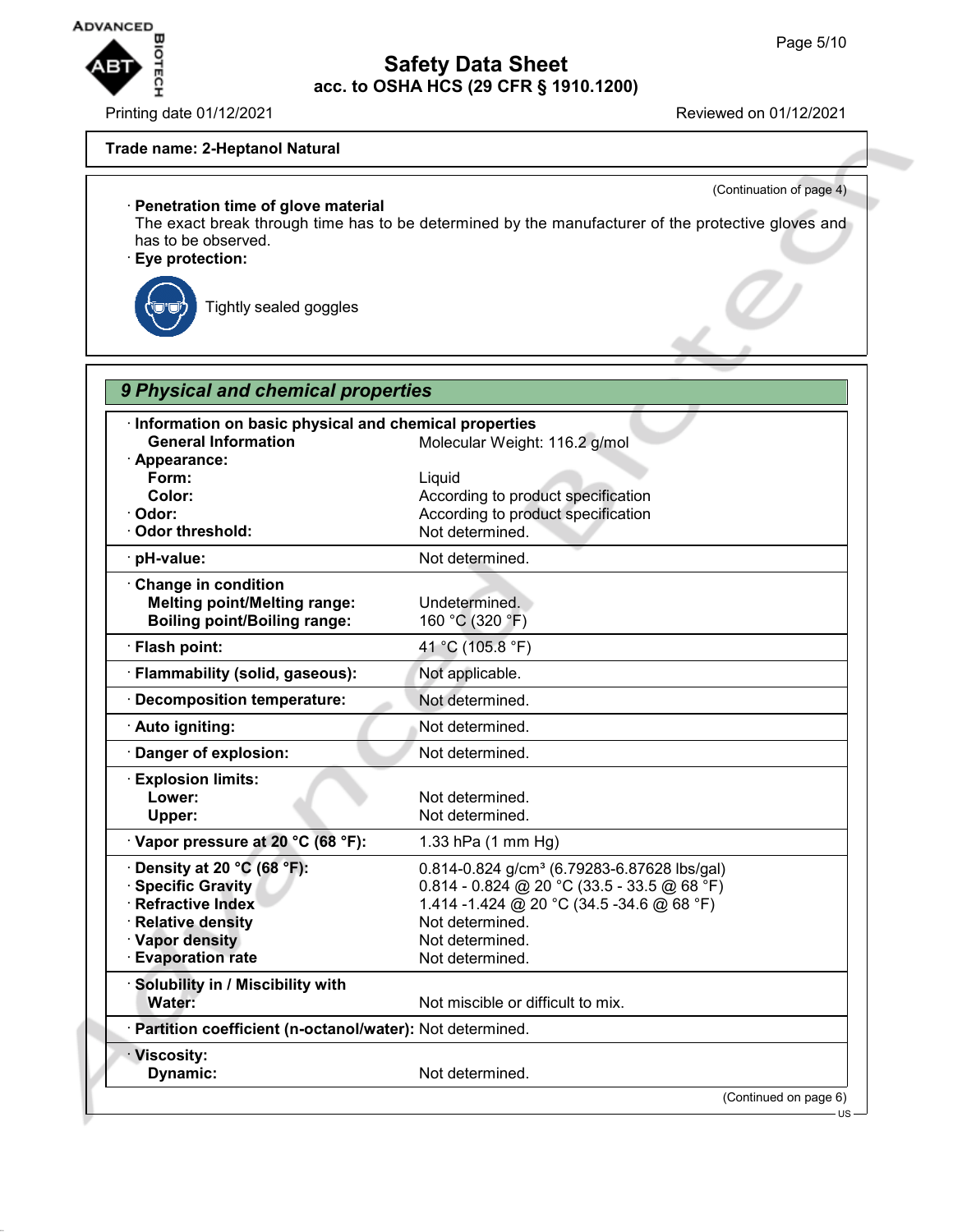**Trade name: 2-Heptanol Natural**

(Continuation of page 4)

· **Penetration time of glove material**
The exact break through time has to be determined by the manufacturer of the protective gloves and has to be observed.

· **Eye protection:**

Tightly sealed goggles

## 9 Physical and chemical properties

| | |
|---|---|
| · **Information on basic physical and chemical properties** | |
| **General Information** | Molecular Weight: 116.2 g/mol |
| · **Appearance:** | |
| **Form:** | Liquid |
| **Color:** | According to product specification |
| · **Odor:** | According to product specification |
| · **Odor threshold:** | Not determined. |
| · **pH-value:** | Not determined. |
| · **Change in condition** | |
| **Melting point/Melting range:** | Undetermined. |
| **Boiling point/Boiling range:** | 160 °C (320 °F) |
| · **Flash point:** | 41 °C (105.8 °F) |
| · **Flammability (solid, gaseous):** | Not applicable. |
| · **Decomposition temperature:** | Not determined. |
| · **Auto igniting:** | Not determined. |
| · **Danger of explosion:** | Not determined. |
| · **Explosion limits:** | |
| **Lower:** | Not determined. |
| **Upper:** | Not determined. |
| · **Vapor pressure at 20 °C (68 °F):** | 1.33 hPa (1 mm Hg) |
| · **Density at 20 °C (68 °F):** | 0.814-0.824 g/cm³ (6.79283-6.87628 lbs/gal) |
| · **Specific Gravity** | 0.814 - 0.824 @ 20 °C (33.5 - 33.5 @ 68 °F) |
| · **Refractive Index** | 1.414 -1.424 @ 20 °C (34.5 -34.6 @ 68 °F) |
| · **Relative density** | Not determined. |
| · **Vapor density** | Not determined. |
| · **Evaporation rate** | Not determined. |
| · **Solubility in / Miscibility with** | |
| **Water:** | Not miscible or difficult to mix. |
| · **Partition coefficient (n-octanol/water):** | Not determined. |
| · **Viscosity:** | |
| **Dynamic:** | Not determined. |

(Continued on page 6)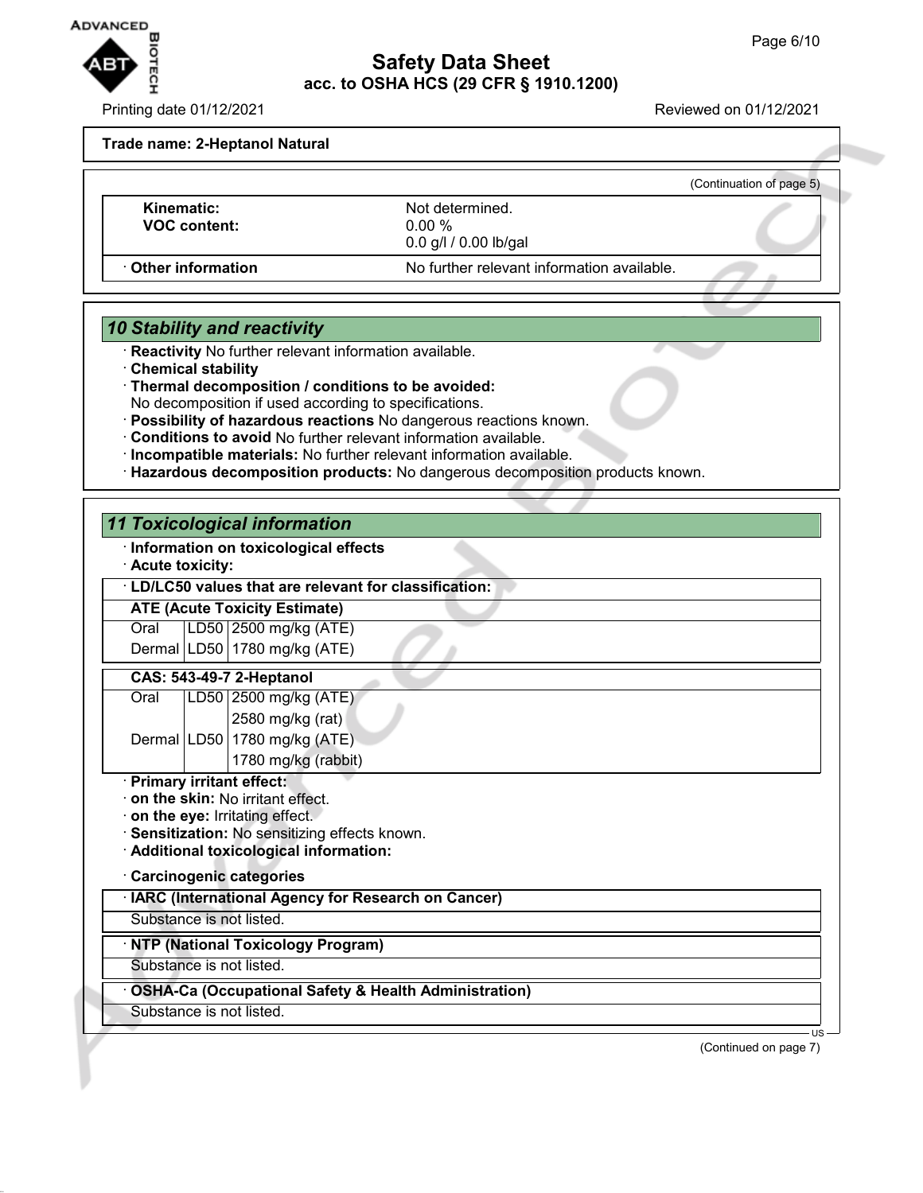**Trade name: 2-Heptanol Natural**

(Continuation of page 5)

| | |
|---|---|
| **Kinematic:** | Not determined. |
| **VOC content:** | 0.00 %<br>0.0 g/l / 0.00 lb/gal |
| · **Other information** | No further relevant information available. |

## *10 Stability and reactivity*

· **Reactivity** No further relevant information available.
· **Chemical stability**
· **Thermal decomposition / conditions to be avoided:**
No decomposition if used according to specifications.
· **Possibility of hazardous reactions** No dangerous reactions known.
· **Conditions to avoid** No further relevant information available.
· **Incompatible materials:** No further relevant information available.
· **Hazardous decomposition products:** No dangerous decomposition products known.

## *11 Toxicological information*

· **Information on toxicological effects**
· **Acute toxicity:**

| · **LD/LC50 values that are relevant for classification:** | | |
|---|---|---|
| **ATE (Acute Toxicity Estimate)** | | |
| Oral | LD50 | 2500 mg/kg (ATE) |
| Dermal | LD50 | 1780 mg/kg (ATE) |

| **CAS: 543-49-7 2-Heptanol** | | |
|---|---|---|
| Oral | LD50 | 2500 mg/kg (ATE) |
| | | 2580 mg/kg (rat) |
| Dermal | LD50 | 1780 mg/kg (ATE) |
| | | 1780 mg/kg (rabbit) |

· **Primary irritant effect:**
· **on the skin:** No irritant effect.
· **on the eye:** Irritating effect.
· **Sensitization:** No sensitizing effects known.
· **Additional toxicological information:**

· **Carcinogenic categories**

| · **IARC (International Agency for Research on Cancer)** |
|---|
| Substance is not listed. |

| · **NTP (National Toxicology Program)** |
|---|
| Substance is not listed. |

| · **OSHA-Ca (Occupational Safety & Health Administration)** |
|---|
| Substance is not listed. |

(Continued on page 7)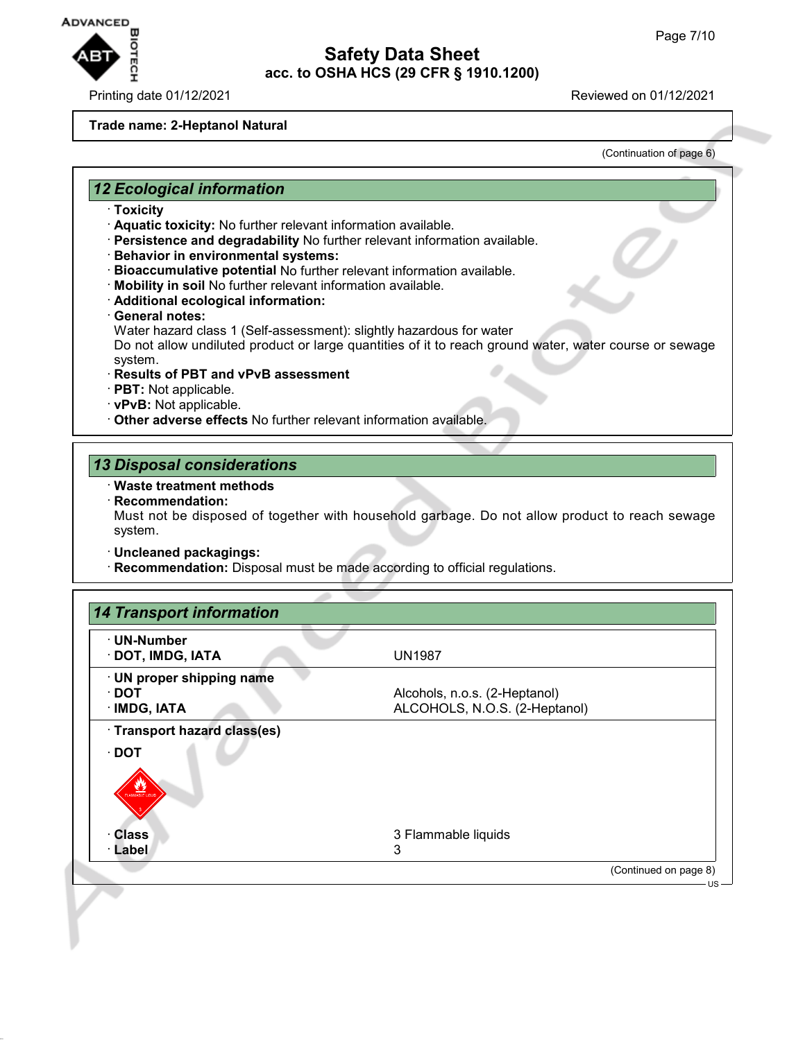**Trade name: 2-Heptanol Natural**

(Continuation of page 6)

## 12 Ecological information

· **Toxicity**
· **Aquatic toxicity:** No further relevant information available.
· **Persistence and degradability** No further relevant information available.
· **Behavior in environmental systems:**
· **Bioaccumulative potential** No further relevant information available.
· **Mobility in soil** No further relevant information available.
· **Additional ecological information:**
· **General notes:**
Water hazard class 1 (Self-assessment): slightly hazardous for water
Do not allow undiluted product or large quantities of it to reach ground water, water course or sewage system.
· **Results of PBT and vPvB assessment**
· **PBT:** Not applicable.
· **vPvB:** Not applicable.
· **Other adverse effects** No further relevant information available.

## 13 Disposal considerations

· **Waste treatment methods**
· **Recommendation:**
Must not be disposed of together with household garbage. Do not allow product to reach sewage system.

· **Uncleaned packagings:**
· **Recommendation:** Disposal must be made according to official regulations.

## 14 Transport information

| | |
|---|---|
| · **UN-Number** | |
| · **DOT, IMDG, IATA** | UN1987 |
| · **UN proper shipping name** | |
| · **DOT** | Alcohols, n.o.s. (2-Heptanol) |
| · **IMDG, IATA** | ALCOHOLS, N.O.S. (2-Heptanol) |
| · **Transport hazard class(es)** | |
| · **DOT** | |
| · **Class** | 3 Flammable liquids |
| · **Label** | 3 |

(Continued on page 8)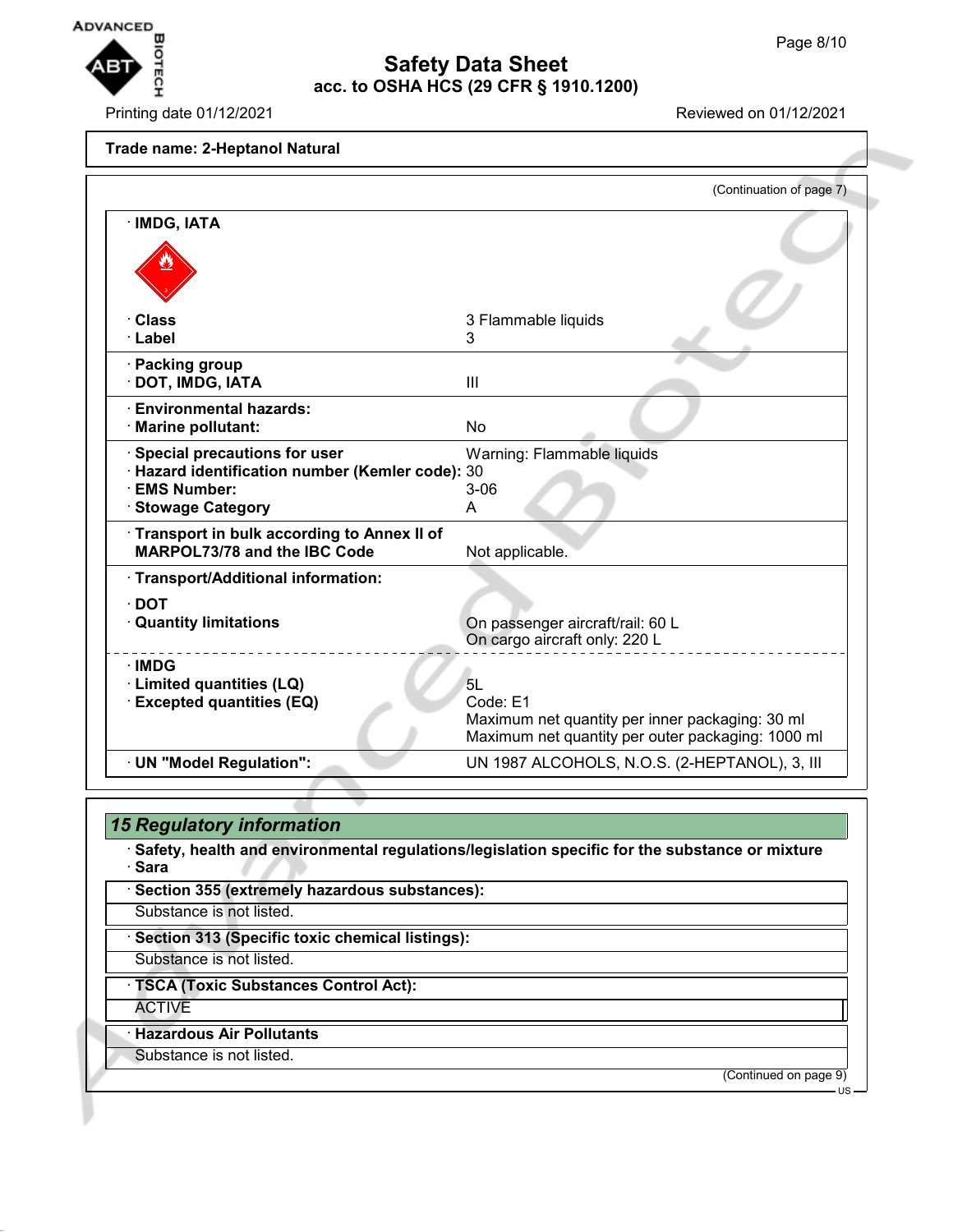**Trade name: 2-Heptanol Natural**

(Continuation of page 7)

| | |
|---|---|
| **· IMDG, IATA** | |
| **· Class** | 3 Flammable liquids |
| **· Label** | 3 |
| **· Packing group** | |
| **· DOT, IMDG, IATA** | III |
| **· Environmental hazards:** | |
| **· Marine pollutant:** | No |
| **· Special precautions for user** | Warning: Flammable liquids |
| **· Hazard identification number (Kemler code):** | 30 |
| **· EMS Number:** | 3-06 |
| **· Stowage Category** | A |
| **· Transport in bulk according to Annex II of MARPOL73/78 and the IBC Code** | Not applicable. |
| **· Transport/Additional information:** | |
| **· DOT** | |
| **· Quantity limitations** | On passenger aircraft/rail: 60 L<br>On cargo aircraft only: 220 L |
| **· IMDG** | |
| **· Limited quantities (LQ)** | 5L |
| **· Excepted quantities (EQ)** | Code: E1<br>Maximum net quantity per inner packaging: 30 ml<br>Maximum net quantity per outer packaging: 1000 ml |
| **· UN "Model Regulation":** | UN 1987 ALCOHOLS, N.O.S. (2-HEPTANOL), 3, III |

## *15 Regulatory information*

**· Safety, health and environmental regulations/legislation specific for the substance or mixture**

**· Sara**

**· Section 355 (extremely hazardous substances):**

Substance is not listed.

**· Section 313 (Specific toxic chemical listings):**

Substance is not listed.

**· TSCA (Toxic Substances Control Act):**

ACTIVE

**· Hazardous Air Pollutants**

Substance is not listed.

(Continued on page 9)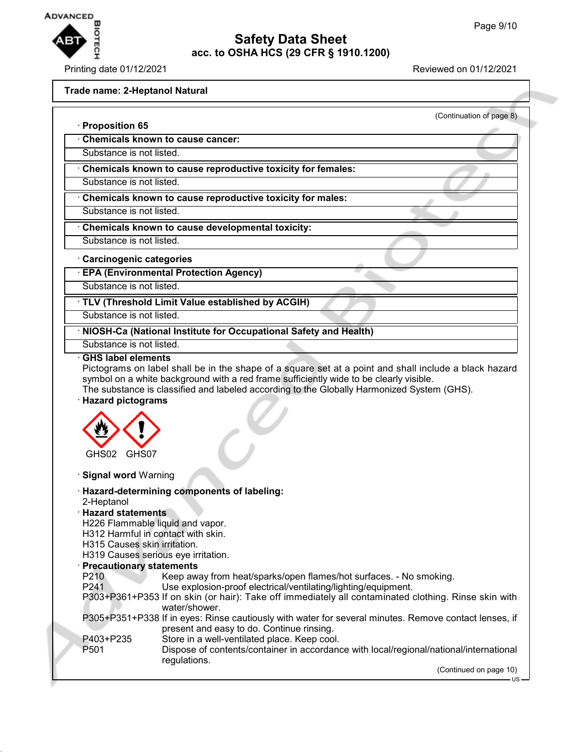## Safety Data Sheet
### acc. to OSHA HCS (29 CFR § 1910.1200)

Printing date 01/12/2021 Reviewed on 01/12/2021

**Trade name: 2-Heptanol Natural**

(Continuation of page 8)

· **Proposition 65**

· **Chemicals known to cause cancer:**

Substance is not listed.

· **Chemicals known to cause reproductive toxicity for females:**

Substance is not listed.

· **Chemicals known to cause reproductive toxicity for males:**

Substance is not listed.

· **Chemicals known to cause developmental toxicity:**

Substance is not listed.

· **Carcinogenic categories**

· **EPA (Environmental Protection Agency)**

Substance is not listed.

· **TLV (Threshold Limit Value established by ACGIH)**

Substance is not listed.

· **NIOSH-Ca (National Institute for Occupational Safety and Health)**

Substance is not listed.

· **GHS label elements**

Pictograms on label shall be in the shape of a square set at a point and shall include a black hazard symbol on a white background with a red frame sufficiently wide to be clearly visible.
The substance is classified and labeled according to the Globally Harmonized System (GHS).

· **Hazard pictograms**

GHS02 GHS07

· **Signal word** Warning

· **Hazard-determining components of labeling:**

2-Heptanol

· **Hazard statements**

H226 Flammable liquid and vapor.
H312 Harmful in contact with skin.
H315 Causes skin irritation.
H319 Causes serious eye irritation.

· **Precautionary statements**

| | |
|---|---|
| P210 | Keep away from heat/sparks/open flames/hot surfaces. - No smoking. |
| P241 | Use explosion-proof electrical/ventilating/lighting/equipment. |
| P303+P361+P353 | If on skin (or hair): Take off immediately all contaminated clothing. Rinse skin with water/shower. |
| P305+P351+P338 | If in eyes: Rinse cautiously with water for several minutes. Remove contact lenses, if present and easy to do. Continue rinsing. |
| P403+P235 | Store in a well-ventilated place. Keep cool. |
| P501 | Dispose of contents/container in accordance with local/regional/national/international regulations. |

(Continued on page 10)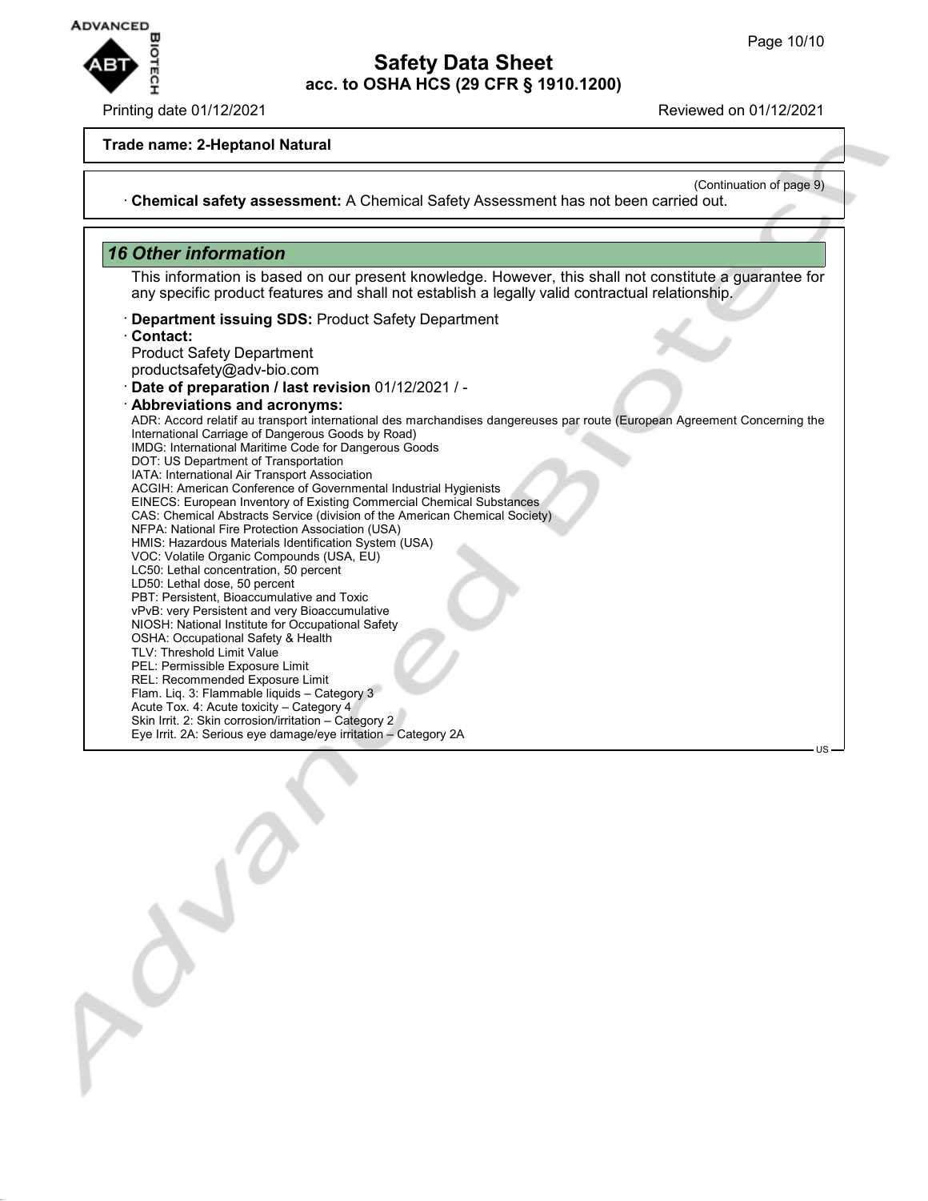**Trade name: 2-Heptanol Natural**

(Continuation of page 9)

· **Chemical safety assessment:** A Chemical Safety Assessment has not been carried out.

## *16 Other information*

This information is based on our present knowledge. However, this shall not constitute a guarantee for any specific product features and shall not establish a legally valid contractual relationship.

· **Department issuing SDS:** Product Safety Department

· **Contact:**
Product Safety Department
productsafety@adv-bio.com

· **Date of preparation / last revision** 01/12/2021 / -

· **Abbreviations and acronyms:**
ADR: Accord relatif au transport international des marchandises dangereuses par route (European Agreement Concerning the International Carriage of Dangerous Goods by Road)
IMDG: International Maritime Code for Dangerous Goods
DOT: US Department of Transportation
IATA: International Air Transport Association
ACGIH: American Conference of Governmental Industrial Hygienists
EINECS: European Inventory of Existing Commercial Chemical Substances
CAS: Chemical Abstracts Service (division of the American Chemical Society)
NFPA: National Fire Protection Association (USA)
HMIS: Hazardous Materials Identification System (USA)
VOC: Volatile Organic Compounds (USA, EU)
LC50: Lethal concentration, 50 percent
LD50: Lethal dose, 50 percent
PBT: Persistent, Bioaccumulative and Toxic
vPvB: very Persistent and very Bioaccumulative
NIOSH: National Institute for Occupational Safety
OSHA: Occupational Safety & Health
TLV: Threshold Limit Value
PEL: Permissible Exposure Limit
REL: Recommended Exposure Limit
Flam. Liq. 3: Flammable liquids – Category 3
Acute Tox. 4: Acute toxicity – Category 4
Skin Irrit. 2: Skin corrosion/irritation – Category 2
Eye Irrit. 2A: Serious eye damage/eye irritation – Category 2A

US